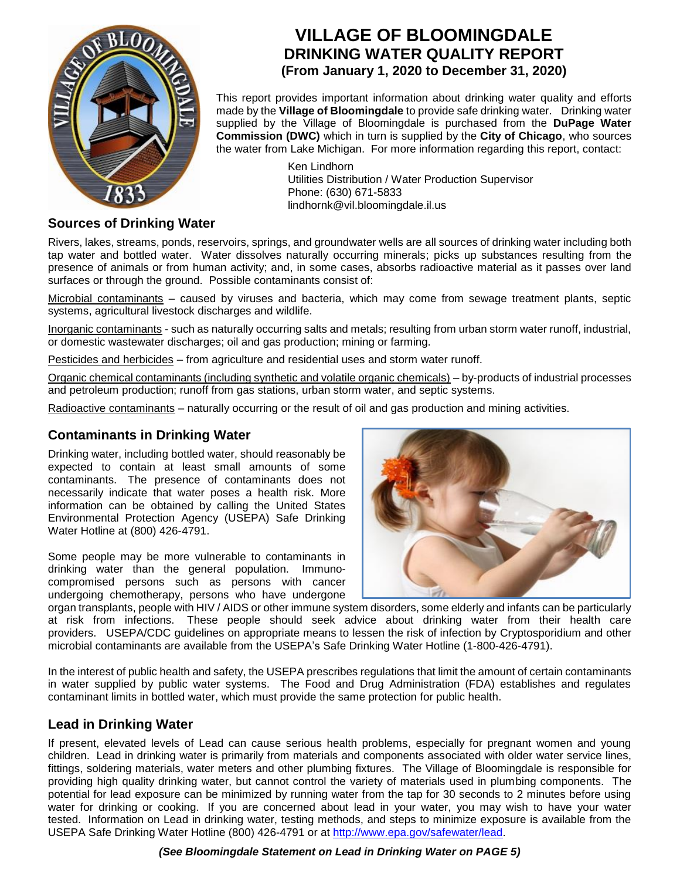# VILLAGE OF BLOOMINGDALE
## DRINKING WATER QUALITY REPORT
### (From January 1, 2020 to December 31, 2020)

This report provides important information about drinking water quality and efforts made by the **Village of Bloomingdale** to provide safe drinking water. Drinking water supplied by the Village of Bloomingdale is purchased from the **DuPage Water Commission (DWC)** which in turn is supplied by the **City of Chicago**, who sources the water from Lake Michigan. For more information regarding this report, contact:

Ken Lindhorn
Utilities Distribution / Water Production Supervisor
Phone: (630) 671-5833
lindhornk@vil.bloomingdale.il.us

## Sources of Drinking Water

Rivers, lakes, streams, ponds, reservoirs, springs, and groundwater wells are all sources of drinking water including both tap water and bottled water. Water dissolves naturally occurring minerals; picks up substances resulting from the presence of animals or from human activity; and, in some cases, absorbs radioactive material as it passes over land surfaces or through the ground. Possible contaminants consist of:

Microbial contaminants – caused by viruses and bacteria, which may come from sewage treatment plants, septic systems, agricultural livestock discharges and wildlife.

Inorganic contaminants - such as naturally occurring salts and metals; resulting from urban storm water runoff, industrial, or domestic wastewater discharges; oil and gas production; mining or farming.

Pesticides and herbicides – from agriculture and residential uses and storm water runoff.

Organic chemical contaminants (including synthetic and volatile organic chemicals) – by-products of industrial processes and petroleum production; runoff from gas stations, urban storm water, and septic systems.

Radioactive contaminants – naturally occurring or the result of oil and gas production and mining activities.

## Contaminants in Drinking Water

Drinking water, including bottled water, should reasonably be expected to contain at least small amounts of some contaminants. The presence of contaminants does not necessarily indicate that water poses a health risk. More information can be obtained by calling the United States Environmental Protection Agency (USEPA) Safe Drinking Water Hotline at (800) 426-4791.

Some people may be more vulnerable to contaminants in drinking water than the general population. Immuno-compromised persons such as persons with cancer undergoing chemotherapy, persons who have undergone organ transplants, people with HIV / AIDS or other immune system disorders, some elderly and infants can be particularly at risk from infections. These people should seek advice about drinking water from their health care providers. USEPA/CDC guidelines on appropriate means to lessen the risk of infection by Cryptosporidium and other microbial contaminants are available from the USEPA's Safe Drinking Water Hotline (1-800-426-4791).

In the interest of public health and safety, the USEPA prescribes regulations that limit the amount of certain contaminants in water supplied by public water systems. The Food and Drug Administration (FDA) establishes and regulates contaminant limits in bottled water, which must provide the same protection for public health.

## Lead in Drinking Water

If present, elevated levels of Lead can cause serious health problems, especially for pregnant women and young children. Lead in drinking water is primarily from materials and components associated with older water service lines, fittings, soldering materials, water meters and other plumbing fixtures. The Village of Bloomingdale is responsible for providing high quality drinking water, but cannot control the variety of materials used in plumbing components. The potential for lead exposure can be minimized by running water from the tap for 30 seconds to 2 minutes before using water for drinking or cooking. If you are concerned about lead in your water, you may wish to have your water tested. Information on Lead in drinking water, testing methods, and steps to minimize exposure is available from the USEPA Safe Drinking Water Hotline (800) 426-4791 or at http://www.epa.gov/safewater/lead.

***(See Bloomingdale Statement on Lead in Drinking Water on PAGE 5)***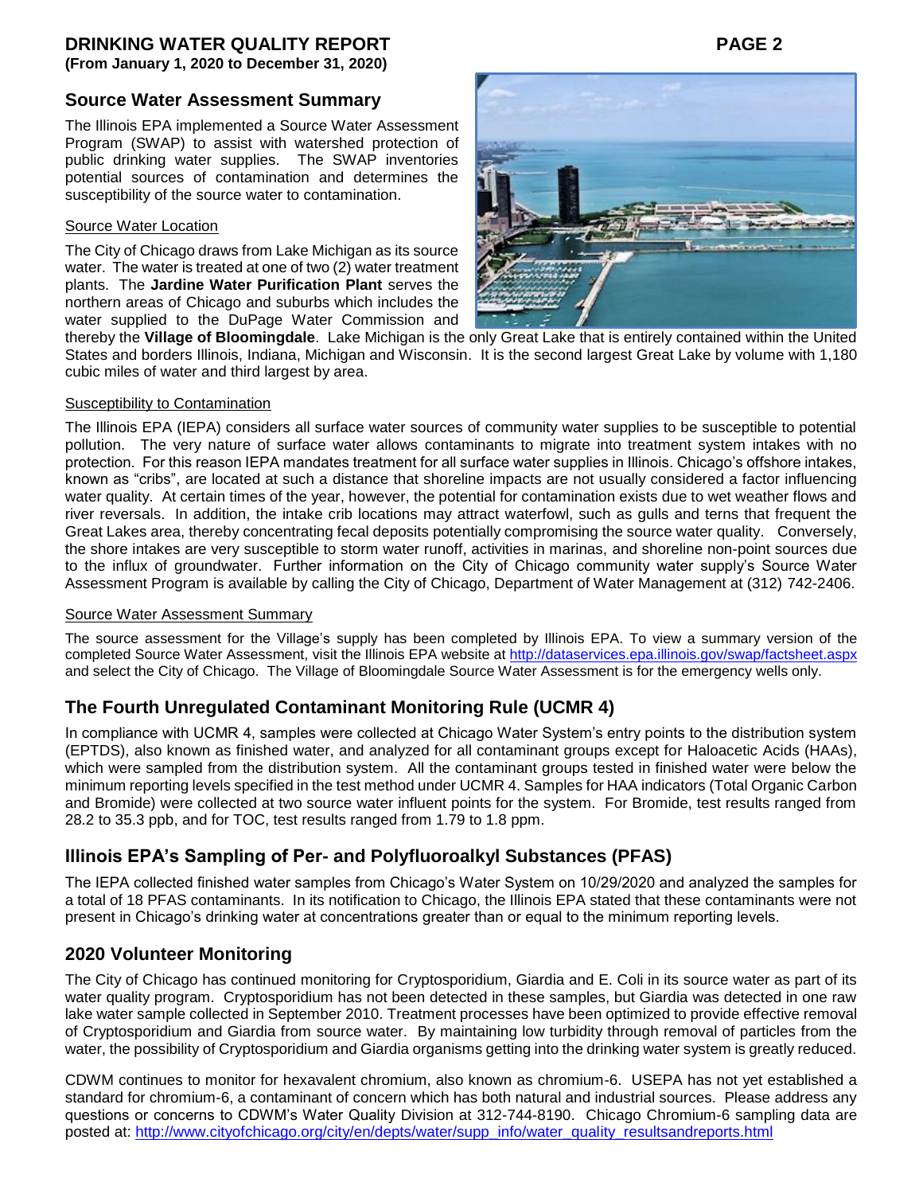## Source Water Assessment Summary

The Illinois EPA implemented a Source Water Assessment Program (SWAP) to assist with watershed protection of public drinking water supplies. The SWAP inventories potential sources of contamination and determines the susceptibility of the source water to contamination.

### Source Water Location

The City of Chicago draws from Lake Michigan as its source water. The water is treated at one of two (2) water treatment plants. The **Jardine Water Purification Plant** serves the northern areas of Chicago and suburbs which includes the water supplied to the DuPage Water Commission and thereby the **Village of Bloomingdale**. Lake Michigan is the only Great Lake that is entirely contained within the United States and borders Illinois, Indiana, Michigan and Wisconsin. It is the second largest Great Lake by volume with 1,180 cubic miles of water and third largest by area.

### Susceptibility to Contamination

The Illinois EPA (IEPA) considers all surface water sources of community water supplies to be susceptible to potential pollution. The very nature of surface water allows contaminants to migrate into treatment system intakes with no protection. For this reason IEPA mandates treatment for all surface water supplies in Illinois. Chicago's offshore intakes, known as "cribs", are located at such a distance that shoreline impacts are not usually considered a factor influencing water quality. At certain times of the year, however, the potential for contamination exists due to wet weather flows and river reversals. In addition, the intake crib locations may attract waterfowl, such as gulls and terns that frequent the Great Lakes area, thereby concentrating fecal deposits potentially compromising the source water quality. Conversely, the shore intakes are very susceptible to storm water runoff, activities in marinas, and shoreline non-point sources due to the influx of groundwater. Further information on the City of Chicago community water supply's Source Water Assessment Program is available by calling the City of Chicago, Department of Water Management at (312) 742-2406.

### Source Water Assessment Summary

The source assessment for the Village's supply has been completed by Illinois EPA. To view a summary version of the completed Source Water Assessment, visit the Illinois EPA website at http://dataservices.epa.illinois.gov/swap/factsheet.aspx and select the City of Chicago. The Village of Bloomingdale Source Water Assessment is for the emergency wells only.

## The Fourth Unregulated Contaminant Monitoring Rule (UCMR 4)

In compliance with UCMR 4, samples were collected at Chicago Water System's entry points to the distribution system (EPTDS), also known as finished water, and analyzed for all contaminant groups except for Haloacetic Acids (HAAs), which were sampled from the distribution system. All the contaminant groups tested in finished water were below the minimum reporting levels specified in the test method under UCMR 4. Samples for HAA indicators (Total Organic Carbon and Bromide) were collected at two source water influent points for the system. For Bromide, test results ranged from 28.2 to 35.3 ppb, and for TOC, test results ranged from 1.79 to 1.8 ppm.

## Illinois EPA's Sampling of Per- and Polyfluoroalkyl Substances (PFAS)

The IEPA collected finished water samples from Chicago's Water System on 10/29/2020 and analyzed the samples for a total of 18 PFAS contaminants. In its notification to Chicago, the Illinois EPA stated that these contaminants were not present in Chicago's drinking water at concentrations greater than or equal to the minimum reporting levels.

## 2020 Volunteer Monitoring

The City of Chicago has continued monitoring for Cryptosporidium, Giardia and E. Coli in its source water as part of its water quality program. Cryptosporidium has not been detected in these samples, but Giardia was detected in one raw lake water sample collected in September 2010. Treatment processes have been optimized to provide effective removal of Cryptosporidium and Giardia from source water. By maintaining low turbidity through removal of particles from the water, the possibility of Cryptosporidium and Giardia organisms getting into the drinking water system is greatly reduced.

CDWM continues to monitor for hexavalent chromium, also known as chromium-6. USEPA has not yet established a standard for chromium-6, a contaminant of concern which has both natural and industrial sources. Please address any questions or concerns to CDWM's Water Quality Division at 312-744-8190. Chicago Chromium-6 sampling data are posted at: http://www.cityofchicago.org/city/en/depts/water/supp_info/water_quality_resultsandreports.html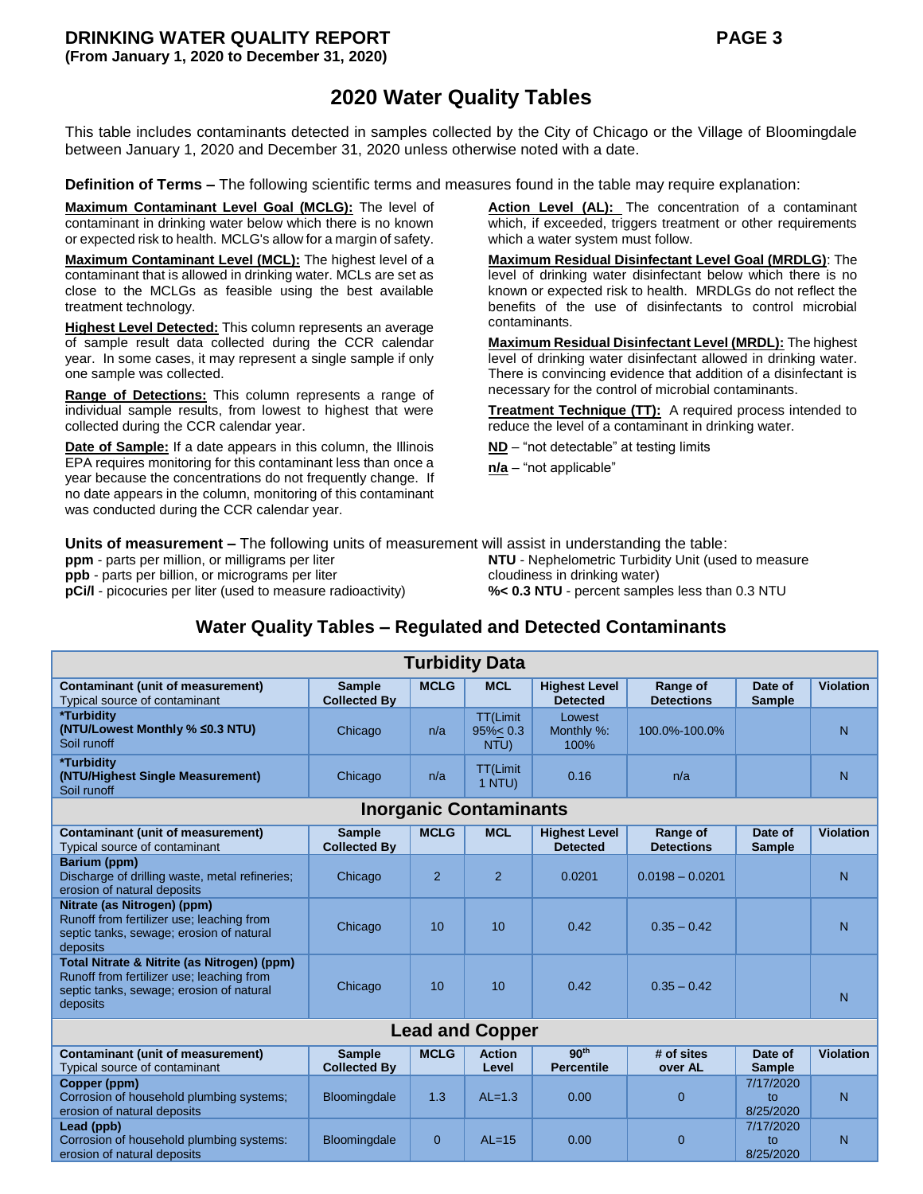# 2020 Water Quality Tables

This table includes contaminants detected in samples collected by the City of Chicago or the Village of Bloomingdale between January 1, 2020 and December 31, 2020 unless otherwise noted with a date.

**Definition of Terms –** The following scientific terms and measures found in the table may require explanation:

**Maximum Contaminant Level Goal (MCLG):** The level of contaminant in drinking water below which there is no known or expected risk to health. MCLG's allow for a margin of safety.

**Maximum Contaminant Level (MCL):** The highest level of a contaminant that is allowed in drinking water. MCLs are set as close to the MCLGs as feasible using the best available treatment technology.

**Highest Level Detected:** This column represents an average of sample result data collected during the CCR calendar year. In some cases, it may represent a single sample if only one sample was collected.

**Range of Detections:** This column represents a range of individual sample results, from lowest to highest that were collected during the CCR calendar year.

**Date of Sample:** If a date appears in this column, the Illinois EPA requires monitoring for this contaminant less than once a year because the concentrations do not frequently change. If no date appears in the column, monitoring of this contaminant was conducted during the CCR calendar year.

**Action Level (AL):** The concentration of a contaminant which, if exceeded, triggers treatment or other requirements which a water system must follow.

**Maximum Residual Disinfectant Level Goal (MRDLG)**: The level of drinking water disinfectant below which there is no known or expected risk to health. MRDLGs do not reflect the benefits of the use of disinfectants to control microbial contaminants.

**Maximum Residual Disinfectant Level (MRDL):** The highest level of drinking water disinfectant allowed in drinking water. There is convincing evidence that addition of a disinfectant is necessary for the control of microbial contaminants.

**Treatment Technique (TT):** A required process intended to reduce the level of a contaminant in drinking water.

**ND** – "not detectable" at testing limits

**n/a** – "not applicable"

**Units of measurement –** The following units of measurement will assist in understanding the table:

**ppm** - parts per million, or milligrams per liter
**ppb** - parts per billion, or micrograms per liter
**pCi/l** - picocuries per liter (used to measure radioactivity)
**NTU** - Nephelometric Turbidity Unit (used to measure cloudiness in drinking water)
**%< 0.3 NTU** - percent samples less than 0.3 NTU

## Water Quality Tables – Regulated and Detected Contaminants

**Turbidity Data**

| Contaminant (unit of measurement) Typical source of contaminant | Sample Collected By | MCLG | MCL | Highest Level Detected | Range of Detections | Date of Sample | Violation |
|---|---|---|---|---|---|---|---|
| **\*Turbidity (NTU/Lowest Monthly % ≤0.3 NTU)** Soil runoff | Chicago | n/a | TT(Limit 95%≤ 0.3 NTU) | Lowest Monthly %: 100% | 100.0%-100.0% | | N |
| **\*Turbidity (NTU/Highest Single Measurement)** Soil runoff | Chicago | n/a | TT(Limit 1 NTU) | 0.16 | n/a | | N |

**Inorganic Contaminants**

| Contaminant (unit of measurement) Typical source of contaminant | Sample Collected By | MCLG | MCL | Highest Level Detected | Range of Detections | Date of Sample | Violation |
|---|---|---|---|---|---|---|---|
| **Barium (ppm)** Discharge of drilling waste, metal refineries; erosion of natural deposits | Chicago | 2 | 2 | 0.0201 | 0.0198 – 0.0201 | | N |
| **Nitrate (as Nitrogen) (ppm)** Runoff from fertilizer use; leaching from septic tanks, sewage; erosion of natural deposits | Chicago | 10 | 10 | 0.42 | 0.35 – 0.42 | | N |
| **Total Nitrate & Nitrite (as Nitrogen) (ppm)** Runoff from fertilizer use; leaching from septic tanks, sewage; erosion of natural deposits | Chicago | 10 | 10 | 0.42 | 0.35 – 0.42 | | N |

**Lead and Copper**

| Contaminant (unit of measurement) Typical source of contaminant | Sample Collected By | MCLG | Action Level | 90th Percentile | # of sites over AL | Date of Sample | Violation |
|---|---|---|---|---|---|---|---|
| **Copper (ppm)** Corrosion of household plumbing systems; erosion of natural deposits | Bloomingdale | 1.3 | AL=1.3 | 0.00 | 0 | 7/17/2020 to 8/25/2020 | N |
| **Lead (ppb)** Corrosion of household plumbing systems: erosion of natural deposits | Bloomingdale | 0 | AL=15 | 0.00 | 0 | 7/17/2020 to 8/25/2020 | N |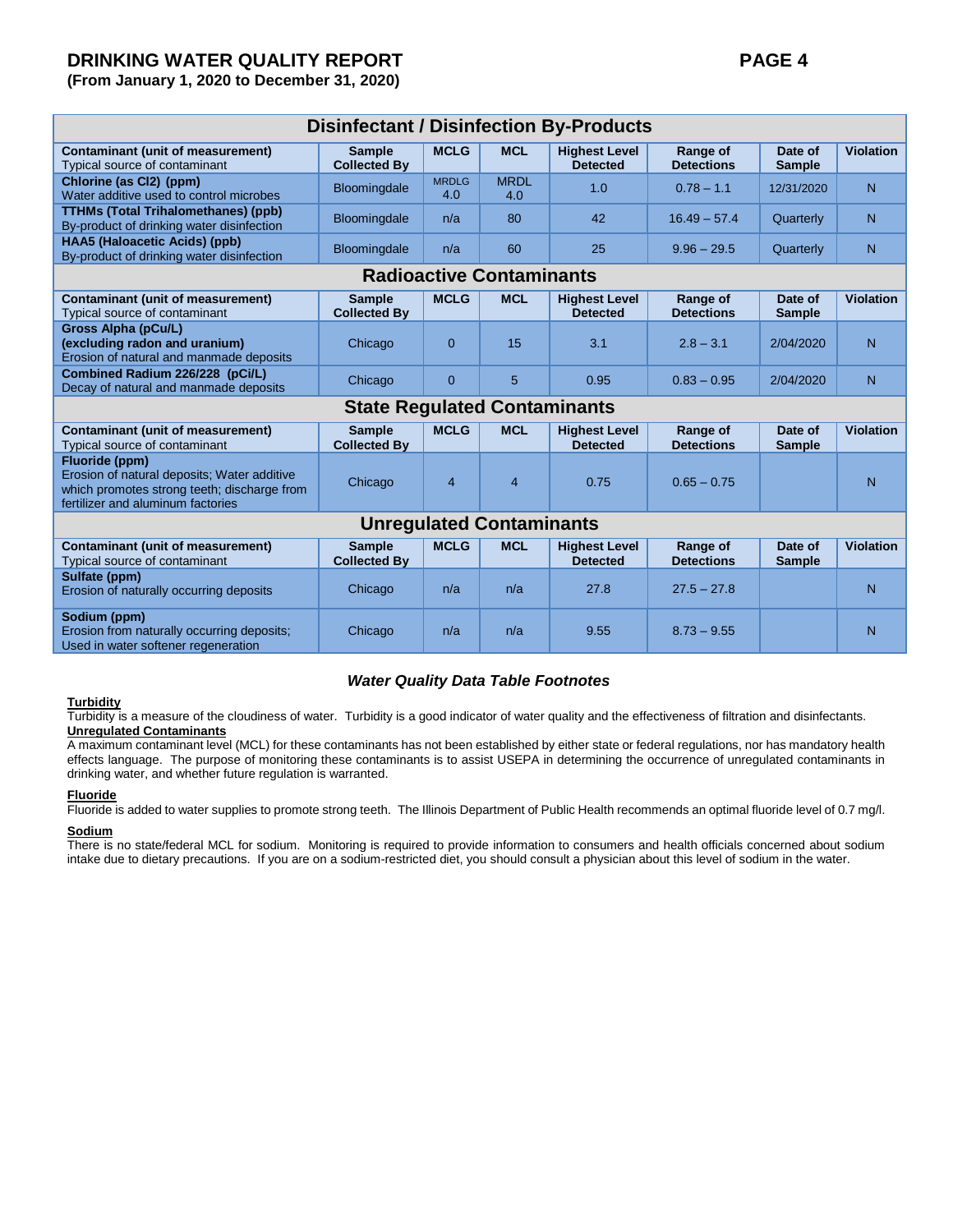# DRINKING WATER QUALITY REPORT

**(From January 1, 2020 to December 31, 2020)**

| Disinfectant / Disinfection By-Products | | | | | | | |
|---|---|---|---|---|---|---|---|
| **Contaminant (unit of measurement)** Typical source of contaminant | **Sample Collected By** | **MCLG** | **MCL** | **Highest Level Detected** | **Range of Detections** | **Date of Sample** | **Violation** |
| **Chlorine (as Cl2) (ppm)** Water additive used to control microbes | Bloomingdale | MRDLG 4.0 | MRDL 4.0 | 1.0 | 0.78 – 1.1 | 12/31/2020 | N |
| **TTHMs (Total Trihalomethanes) (ppb)** By-product of drinking water disinfection | Bloomingdale | n/a | 80 | 42 | 16.49 – 57.4 | Quarterly | N |
| **HAA5 (Haloacetic Acids) (ppb)** By-product of drinking water disinfection | Bloomingdale | n/a | 60 | 25 | 9.96 – 29.5 | Quarterly | N |
| **Radioactive Contaminants** | | | | | | | |
| **Contaminant (unit of measurement)** Typical source of contaminant | **Sample Collected By** | **MCLG** | **MCL** | **Highest Level Detected** | **Range of Detections** | **Date of Sample** | **Violation** |
| **Gross Alpha (pCu/L) (excluding radon and uranium)** Erosion of natural and manmade deposits | Chicago | 0 | 15 | 3.1 | 2.8 – 3.1 | 2/04/2020 | N |
| **Combined Radium 226/228 (pCi/L)** Decay of natural and manmade deposits | Chicago | 0 | 5 | 0.95 | 0.83 – 0.95 | 2/04/2020 | N |
| **State Regulated Contaminants** | | | | | | | |
| **Contaminant (unit of measurement)** Typical source of contaminant | **Sample Collected By** | **MCLG** | **MCL** | **Highest Level Detected** | **Range of Detections** | **Date of Sample** | **Violation** |
| **Fluoride (ppm)** Erosion of natural deposits; Water additive which promotes strong teeth; discharge from fertilizer and aluminum factories | Chicago | 4 | 4 | 0.75 | 0.65 – 0.75 | | N |
| **Unregulated Contaminants** | | | | | | | |
| **Contaminant (unit of measurement)** Typical source of contaminant | **Sample Collected By** | **MCLG** | **MCL** | **Highest Level Detected** | **Range of Detections** | **Date of Sample** | **Violation** |
| **Sulfate (ppm)** Erosion of naturally occurring deposits | Chicago | n/a | n/a | 27.8 | 27.5 – 27.8 | | N |
| **Sodium (ppm)** Erosion from naturally occurring deposits; Used in water softener regeneration | Chicago | n/a | n/a | 9.55 | 8.73 – 9.55 | | N |

## *Water Quality Data Table Footnotes*

**Turbidity**
Turbidity is a measure of the cloudiness of water. Turbidity is a good indicator of water quality and the effectiveness of filtration and disinfectants.

**Unregulated Contaminants**
A maximum contaminant level (MCL) for these contaminants has not been established by either state or federal regulations, nor has mandatory health effects language. The purpose of monitoring these contaminants is to assist USEPA in determining the occurrence of unregulated contaminants in drinking water, and whether future regulation is warranted.

**Fluoride**
Fluoride is added to water supplies to promote strong teeth. The Illinois Department of Public Health recommends an optimal fluoride level of 0.7 mg/l.

**Sodium**
There is no state/federal MCL for sodium. Monitoring is required to provide information to consumers and health officials concerned about sodium intake due to dietary precautions. If you are on a sodium-restricted diet, you should consult a physician about this level of sodium in the water.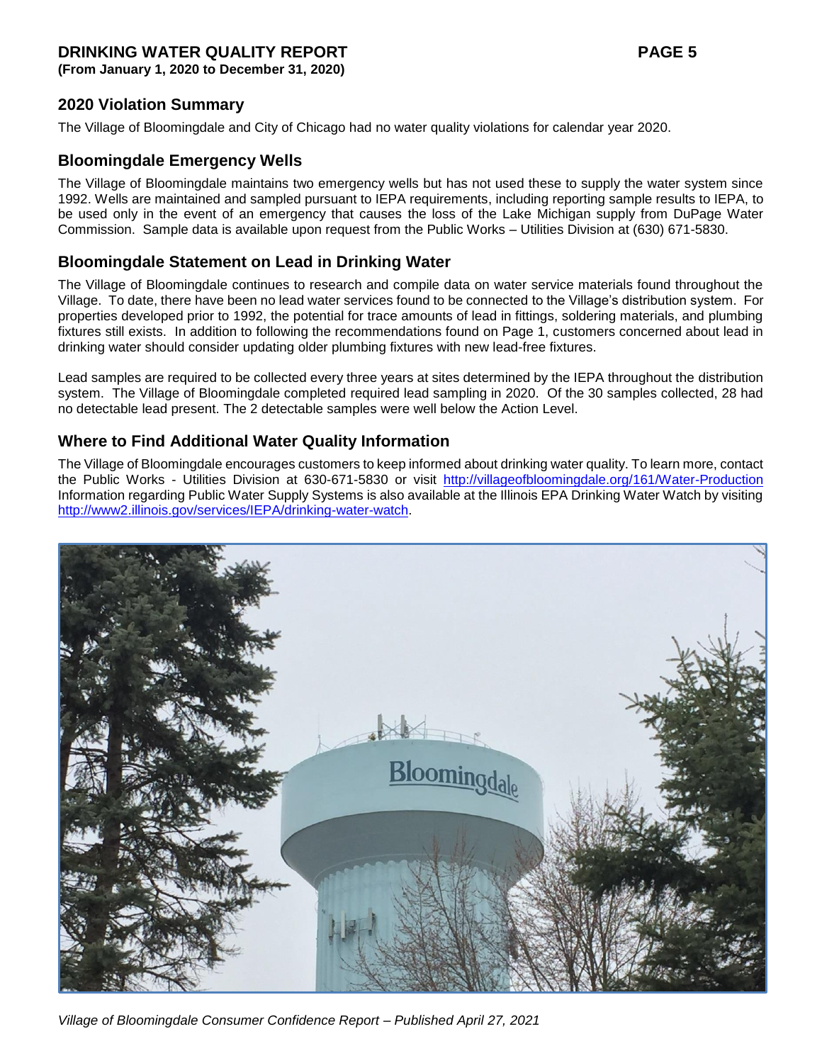## 2020 Violation Summary

The Village of Bloomingdale and City of Chicago had no water quality violations for calendar year 2020.

## Bloomingdale Emergency Wells

The Village of Bloomingdale maintains two emergency wells but has not used these to supply the water system since 1992. Wells are maintained and sampled pursuant to IEPA requirements, including reporting sample results to IEPA, to be used only in the event of an emergency that causes the loss of the Lake Michigan supply from DuPage Water Commission. Sample data is available upon request from the Public Works – Utilities Division at (630) 671-5830.

## Bloomingdale Statement on Lead in Drinking Water

The Village of Bloomingdale continues to research and compile data on water service materials found throughout the Village. To date, there have been no lead water services found to be connected to the Village's distribution system. For properties developed prior to 1992, the potential for trace amounts of lead in fittings, soldering materials, and plumbing fixtures still exists. In addition to following the recommendations found on Page 1, customers concerned about lead in drinking water should consider updating older plumbing fixtures with new lead-free fixtures.

Lead samples are required to be collected every three years at sites determined by the IEPA throughout the distribution system. The Village of Bloomingdale completed required lead sampling in 2020. Of the 30 samples collected, 28 had no detectable lead present. The 2 detectable samples were well below the Action Level.

## Where to Find Additional Water Quality Information

The Village of Bloomingdale encourages customers to keep informed about drinking water quality. To learn more, contact the Public Works - Utilities Division at 630-671-5830 or visit http://villageofbloomingdale.org/161/Water-Production Information regarding Public Water Supply Systems is also available at the Illinois EPA Drinking Water Watch by visiting http://www2.illinois.gov/services/IEPA/drinking-water-watch.

*Village of Bloomingdale Consumer Confidence Report – Published April 27, 2021*